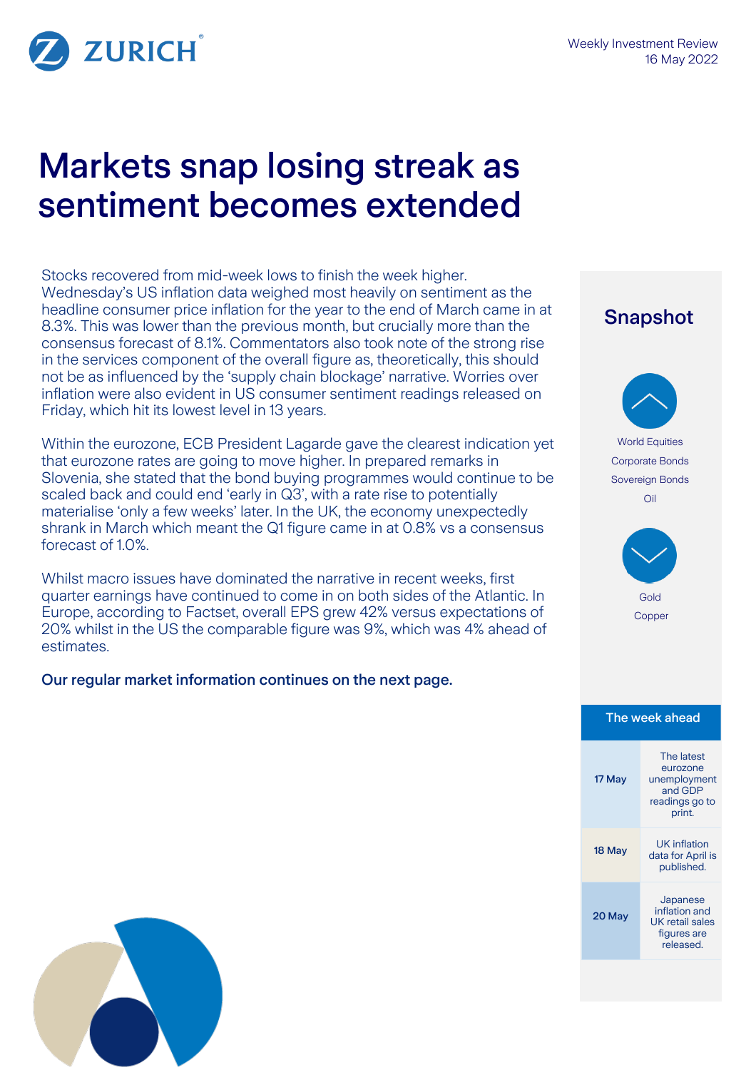Weekly Investment Review
16 May 2022

# Markets snap losing streak as sentiment becomes extended

Stocks recovered from mid-week lows to finish the week higher. Wednesday's US inflation data weighed most heavily on sentiment as the headline consumer price inflation for the year to the end of March came in at 8.3%. This was lower than the previous month, but crucially more than the consensus forecast of 8.1%. Commentators also took note of the strong rise in the services component of the overall figure as, theoretically, this should not be as influenced by the 'supply chain blockage' narrative. Worries over inflation were also evident in US consumer sentiment readings released on Friday, which hit its lowest level in 13 years.

Within the eurozone, ECB President Lagarde gave the clearest indication yet that eurozone rates are going to move higher. In prepared remarks in Slovenia, she stated that the bond buying programmes would continue to be scaled back and could end 'early in Q3', with a rate rise to potentially materialise 'only a few weeks' later. In the UK, the economy unexpectedly shrank in March which meant the Q1 figure came in at 0.8% vs a consensus forecast of 1.0%.

Whilst macro issues have dominated the narrative in recent weeks, first quarter earnings have continued to come in on both sides of the Atlantic. In Europe, according to Factset, overall EPS grew 42% versus expectations of 20% whilst in the US the comparable figure was 9%, which was 4% ahead of estimates.

**Our regular market information continues on the next page.**

## Snapshot

**Up:**
- World Equities
- Corporate Bonds
- Sovereign Bonds
- Oil

**Down:**
- Gold
- Copper

## The week ahead

| Date | Event |
|---|---|
| 17 May | The latest eurozone unemployment and GDP readings go to print. |
| 18 May | UK inflation data for April is published. |
| 20 May | Japanese inflation and UK retail sales figures are released. |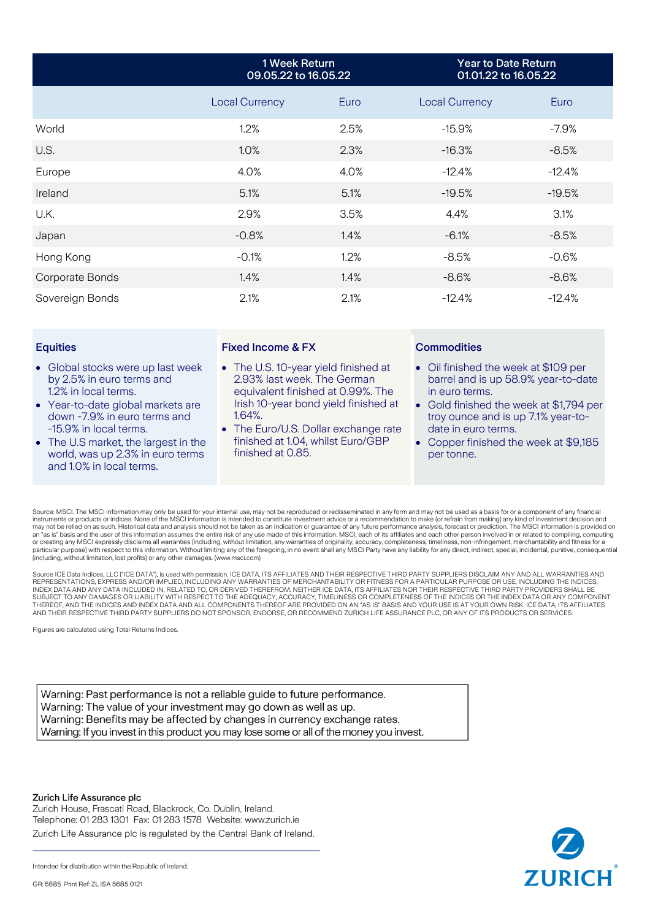| | 1 Week Return 09.05.22 to 16.05.22 | | Year to Date Return 01.01.22 to 16.05.22 | |
|---|---|---|---|---|
| | Local Currency | Euro | Local Currency | Euro |
| World | 1.2% | 2.5% | -15.9% | -7.9% |
| U.S. | 1.0% | 2.3% | -16.3% | -8.5% |
| Europe | 4.0% | 4.0% | -12.4% | -12.4% |
| Ireland | 5.1% | 5.1% | -19.5% | -19.5% |
| U.K. | 2.9% | 3.5% | 4.4% | 3.1% |
| Japan | -0.8% | 1.4% | -6.1% | -8.5% |
| Hong Kong | -0.1% | 1.2% | -8.5% | -0.6% |
| Corporate Bonds | 1.4% | 1.4% | -8.6% | -8.6% |
| Sovereign Bonds | 2.1% | 2.1% | -12.4% | -12.4% |

### Equities

- Global stocks were up last week by 2.5% in euro terms and 1.2% in local terms.
- Year-to-date global markets are down -7.9% in euro terms and -15.9% in local terms.
- The U.S market, the largest in the world, was up 2.3% in euro terms and 1.0% in local terms.

### Fixed Income & FX

- The U.S. 10-year yield finished at 2.93% last week. The German equivalent finished at 0.99%. The Irish 10-year bond yield finished at 1.64%.
- The Euro/U.S. Dollar exchange rate finished at 1.04, whilst Euro/GBP finished at 0.85.

### Commodities

- Oil finished the week at $109 per barrel and is up 58.9% year-to-date in euro terms.
- Gold finished the week at $1,794 per troy ounce and is up 7.1% year-to-date in euro terms.
- Copper finished the week at $9,185 per tonne.

Source: MSCI. The MSCI information may only be used for your internal use, may not be reproduced or redisseminated in any form and may not be used as a basis for or a component of any financial instruments or products or indices. None of the MSCI information is intended to constitute investment advice or a recommendation to make (or refrain from making) any kind of investment decision and may not be relied on as such. Historical data and analysis should not be taken as an indication or guarantee of any future performance analysis, forecast or prediction. The MSCI information is provided on an "as is" basis and the user of this information assumes the entire risk of any use made of this information. MSCI, each of its affiliates and each other person involved in or related to compiling, computing or creating any MSCI expressly disclaims all warranties (including, without limitation, any warranties of originality, accuracy, completeness, timeliness, non-infringement, merchantability and fitness for a particular purpose) with respect to this information. Without limiting any of the foregoing, in no event shall any MSCI Party have any liability for any direct, indirect, special, incidental, punitive, consequential (including, without limitation, lost profits) or any other damages. (www.msci.com)

Source ICE Data Indices, LLC ("ICE DATA"), is used with permission. ICE DATA, ITS AFFILIATES AND THEIR RESPECTIVE THIRD PARTY SUPPLIERS DISCLAIM ANY AND ALL WARRANTIES AND REPRESENTATIONS, EXPRESS AND/OR IMPLIED, INCLUDING ANY WARRANTIES OF MERCHANTABILITY OR FITNESS FOR A PARTICULAR PURPOSE OR USE, INCLUDING THE INDICES, INDEX DATA AND ANY DATA INCLUDED IN, RELATED TO, OR DERIVED THEREFROM. NEITHER ICE DATA, ITS AFFILIATES NOR THEIR RESPECTIVE THIRD PARTY PROVIDERS SHALL BE SUBJECT TO ANY DAMAGES OR LIABILITY WITH RESPECT TO THE ADEQUACY, ACCURACY, TIMELINESS OR COMPLETENESS OF THE INDICES OR THE INDEX DATA OR ANY COMPONENT THEREOF, AND THE INDICES AND INDEX DATA AND ALL COMPONENTS THEREOF ARE PROVIDED ON AN "AS IS" BASIS AND YOUR USE IS AT YOUR OWN RISK. ICE DATA, ITS AFFILIATES AND THEIR RESPECTIVE THIRD PARTY SUPPLIERS DO NOT SPONSOR, ENDORSE, OR RECOMMEND ZURICH LIFE ASSURANCE PLC, OR ANY OF ITS PRODUCTS OR SERVICES.

Figures are calculated using Total Returns Indices.

Warning: Past performance is not a reliable guide to future performance.
Warning: The value of your investment may go down as well as up.
Warning: Benefits may be affected by changes in currency exchange rates.
Warning: If you invest in this product you may lose some or all of the money you invest.

**Zurich Life Assurance plc**
Zurich House, Frascati Road, Blackrock, Co. Dublin, Ireland.
Telephone: 01 283 1301 Fax: 01 283 1578 Website: www.zurich.ie
Zurich Life Assurance plc is regulated by the Central Bank of Ireland.

Intended for distribution within the Republic of Ireland.

GR: 5685 Print Ref: ZL ISA 5685 0121

ZURICH